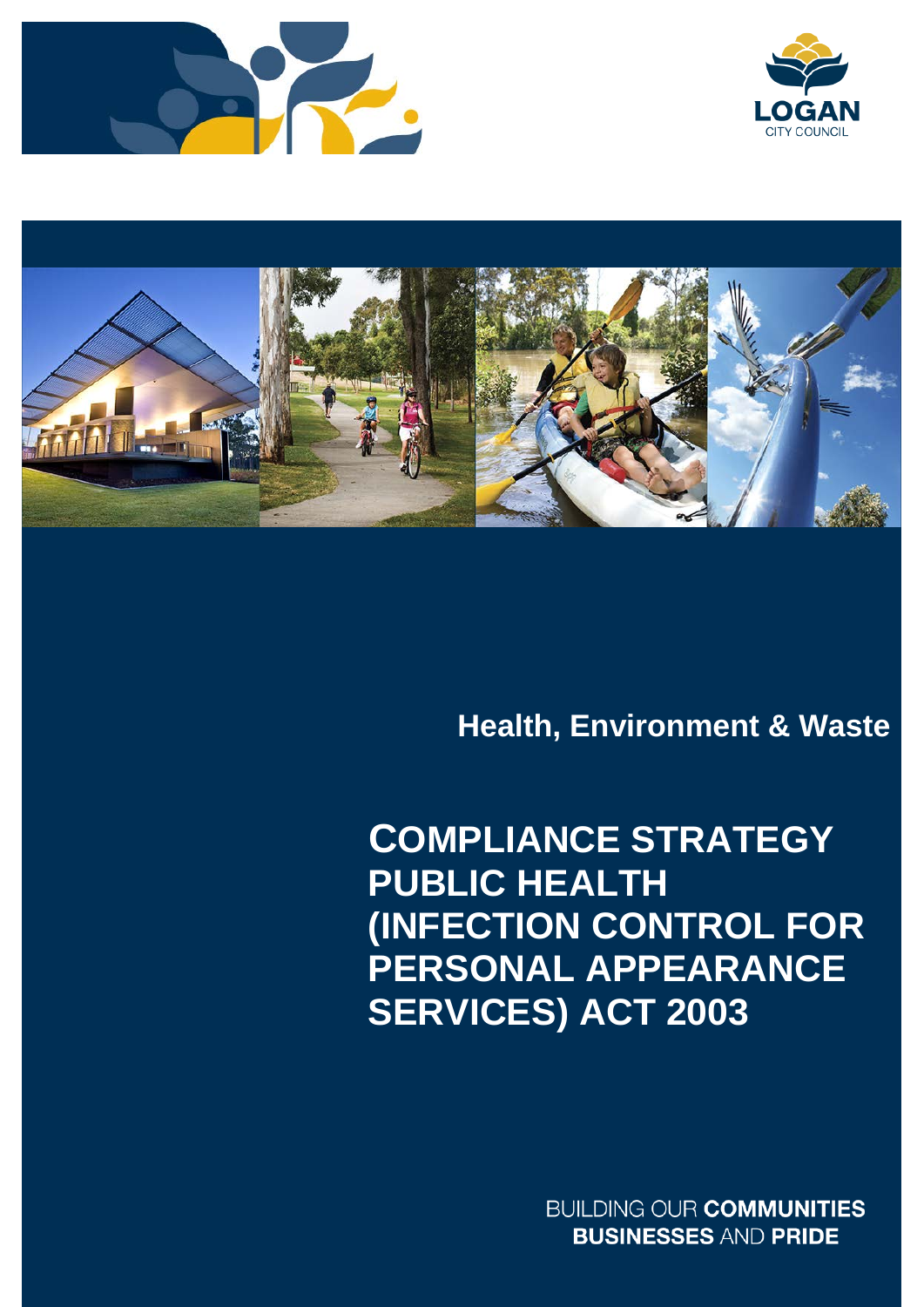LOGAN

CITY COUNCIL

Health, Environment & Waste

# COMPLIANCE STRATEGY PUBLIC HEALTH (INFECTION CONTROL FOR PERSONAL APPEARANCE SERVICES) ACT 2003

BUILDING OUR **COMMUNITIES**
**BUSINESSES** AND **PRIDE**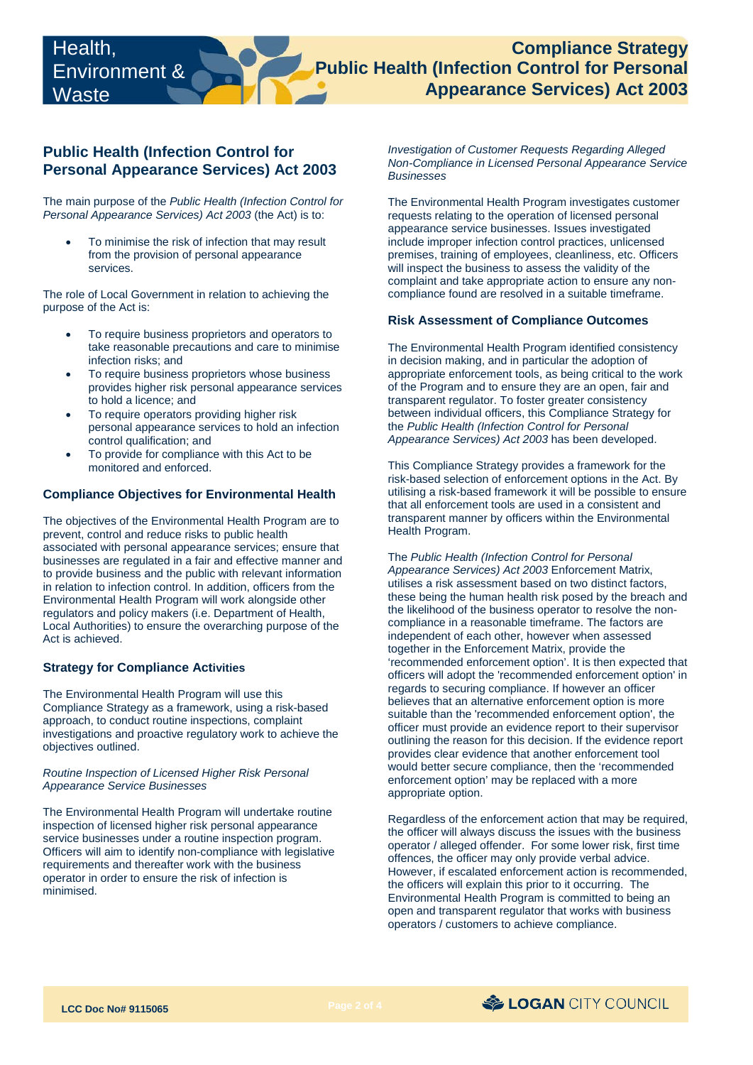## Public Health (Infection Control for Personal Appearance Services) Act 2003

The main purpose of the *Public Health (Infection Control for Personal Appearance Services) Act 2003* (the Act) is to:

- To minimise the risk of infection that may result from the provision of personal appearance services.

The role of Local Government in relation to achieving the purpose of the Act is:

- To require business proprietors and operators to take reasonable precautions and care to minimise infection risks; and
- To require business proprietors whose business provides higher risk personal appearance services to hold a licence; and
- To require operators providing higher risk personal appearance services to hold an infection control qualification; and
- To provide for compliance with this Act to be monitored and enforced.

### Compliance Objectives for Environmental Health

The objectives of the Environmental Health Program are to prevent, control and reduce risks to public health associated with personal appearance services; ensure that businesses are regulated in a fair and effective manner and to provide business and the public with relevant information in relation to infection control. In addition, officers from the Environmental Health Program will work alongside other regulators and policy makers (i.e. Department of Health, Local Authorities) to ensure the overarching purpose of the Act is achieved.

### Strategy for Compliance Activities

The Environmental Health Program will use this Compliance Strategy as a framework, using a risk-based approach, to conduct routine inspections, complaint investigations and proactive regulatory work to achieve the objectives outlined.

*Routine Inspection of Licensed Higher Risk Personal Appearance Service Businesses*

The Environmental Health Program will undertake routine inspection of licensed higher risk personal appearance service businesses under a routine inspection program. Officers will aim to identify non-compliance with legislative requirements and thereafter work with the business operator in order to ensure the risk of infection is minimised.

*Investigation of Customer Requests Regarding Alleged Non-Compliance in Licensed Personal Appearance Service Businesses*

The Environmental Health Program investigates customer requests relating to the operation of licensed personal appearance service businesses. Issues investigated include improper infection control practices, unlicensed premises, training of employees, cleanliness, etc. Officers will inspect the business to assess the validity of the complaint and take appropriate action to ensure any non-compliance found are resolved in a suitable timeframe.

### Risk Assessment of Compliance Outcomes

The Environmental Health Program identified consistency in decision making, and in particular the adoption of appropriate enforcement tools, as being critical to the work of the Program and to ensure they are an open, fair and transparent regulator. To foster greater consistency between individual officers, this Compliance Strategy for the *Public Health (Infection Control for Personal Appearance Services) Act 2003* has been developed.

This Compliance Strategy provides a framework for the risk-based selection of enforcement options in the Act. By utilising a risk-based framework it will be possible to ensure that all enforcement tools are used in a consistent and transparent manner by officers within the Environmental Health Program.

The *Public Health (Infection Control for Personal Appearance Services) Act 2003* Enforcement Matrix, utilises a risk assessment based on two distinct factors, these being the human health risk posed by the breach and the likelihood of the business operator to resolve the non-compliance in a reasonable timeframe. The factors are independent of each other, however when assessed together in the Enforcement Matrix, provide the 'recommended enforcement option'. It is then expected that officers will adopt the 'recommended enforcement option' in regards to securing compliance. If however an officer believes that an alternative enforcement option is more suitable than the 'recommended enforcement option', the officer must provide an evidence report to their supervisor outlining the reason for this decision. If the evidence report provides clear evidence that another enforcement tool would better secure compliance, then the 'recommended enforcement option' may be replaced with a more appropriate option.

Regardless of the enforcement action that may be required, the officer will always discuss the issues with the business operator / alleged offender. For some lower risk, first time offences, the officer may only provide verbal advice. However, if escalated enforcement action is recommended, the officers will explain this prior to it occurring. The Environmental Health Program is committed to being an open and transparent regulator that works with business operators / customers to achieve compliance.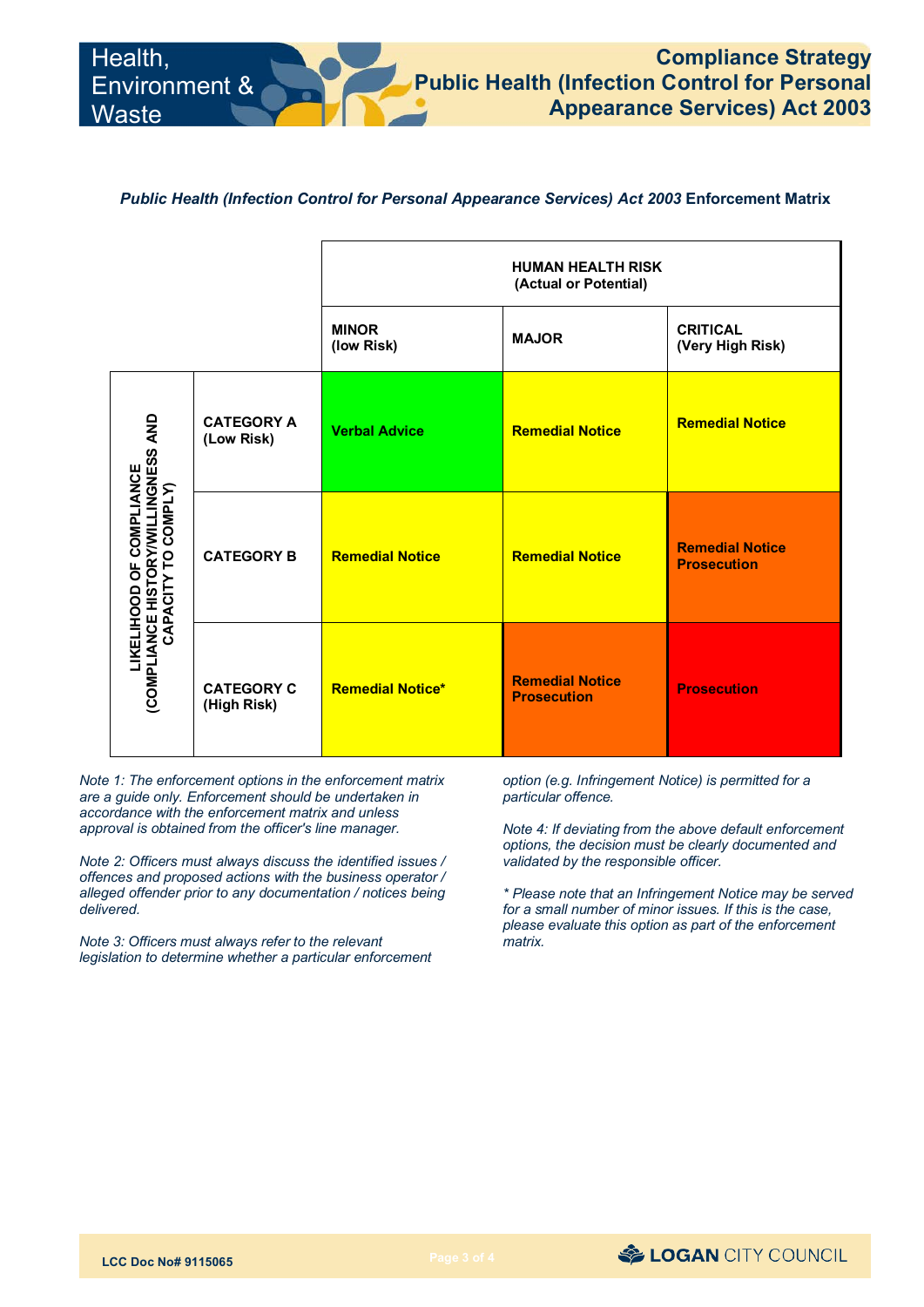### *Public Health (Infection Control for Personal Appearance Services) Act 2003* Enforcement Matrix

| LIKELIHOOD OF COMPLIANCE (COMPLIANCE HISTORY/WILLINGNESS AND CAPACITY TO COMPLY) | | HUMAN HEALTH RISK (Actual or Potential) | | |
|---|---|---|---|---|
| | | **MINOR (low Risk)** | **MAJOR** | **CRITICAL (Very High Risk)** |
| | **CATEGORY A (Low Risk)** | **Verbal Advice** | **Remedial Notice** | **Remedial Notice** |
| | **CATEGORY B** | **Remedial Notice** | **Remedial Notice** | **Remedial Notice Prosecution** |
| | **CATEGORY C (High Risk)** | **Remedial Notice*** | **Remedial Notice Prosecution** | **Prosecution** |

*Note 1: The enforcement options in the enforcement matrix are a guide only. Enforcement should be undertaken in accordance with the enforcement matrix and unless approval is obtained from the officer's line manager.*

*Note 2: Officers must always discuss the identified issues / offences and proposed actions with the business operator / alleged offender prior to any documentation / notices being delivered.*

*Note 3: Officers must always refer to the relevant legislation to determine whether a particular enforcement option (e.g. Infringement Notice) is permitted for a particular offence.*

*Note 4: If deviating from the above default enforcement options, the decision must be clearly documented and validated by the responsible officer.*

*\* Please note that an Infringement Notice may be served for a small number of minor issues. If this is the case, please evaluate this option as part of the enforcement matrix.*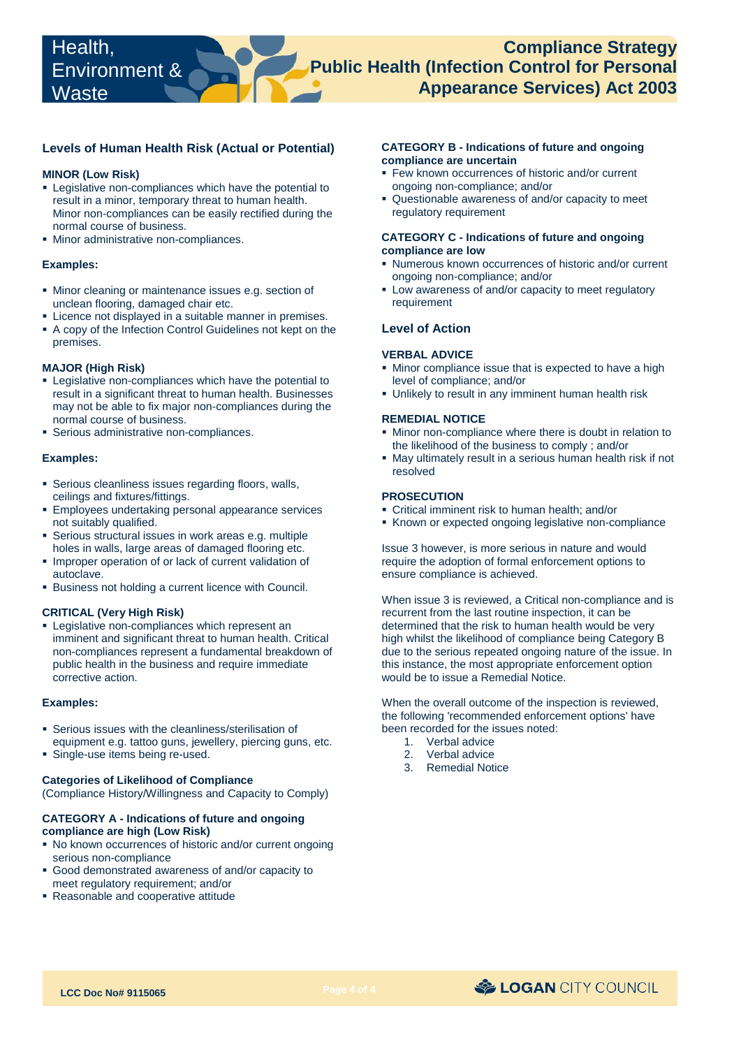## Levels of Human Health Risk (Actual or Potential)

**MINOR (Low Risk)**

- Legislative non-compliances which have the potential to result in a minor, temporary threat to human health. Minor non-compliances can be easily rectified during the normal course of business.
- Minor administrative non-compliances.

**Examples:**

- Minor cleaning or maintenance issues e.g. section of unclean flooring, damaged chair etc.
- Licence not displayed in a suitable manner in premises.
- A copy of the Infection Control Guidelines not kept on the premises.

**MAJOR (High Risk)**

- Legislative non-compliances which have the potential to result in a significant threat to human health. Businesses may not be able to fix major non-compliances during the normal course of business.
- Serious administrative non-compliances.

**Examples:**

- Serious cleanliness issues regarding floors, walls, ceilings and fixtures/fittings.
- Employees undertaking personal appearance services not suitably qualified.
- Serious structural issues in work areas e.g. multiple holes in walls, large areas of damaged flooring etc.
- Improper operation of or lack of current validation of autoclave.
- Business not holding a current licence with Council.

**CRITICAL (Very High Risk)**

- Legislative non-compliances which represent an imminent and significant threat to human health. Critical non-compliances represent a fundamental breakdown of public health in the business and require immediate corrective action.

**Examples:**

- Serious issues with the cleanliness/sterilisation of equipment e.g. tattoo guns, jewellery, piercing guns, etc.
- Single-use items being re-used.

**Categories of Likelihood of Compliance**
(Compliance History/Willingness and Capacity to Comply)

**CATEGORY A - Indications of future and ongoing compliance are high (Low Risk)**

- No known occurrences of historic and/or current ongoing serious non-compliance
- Good demonstrated awareness of and/or capacity to meet regulatory requirement; and/or
- Reasonable and cooperative attitude

**CATEGORY B - Indications of future and ongoing compliance are uncertain**

- Few known occurrences of historic and/or current ongoing non-compliance; and/or
- Questionable awareness of and/or capacity to meet regulatory requirement

**CATEGORY C - Indications of future and ongoing compliance are low**

- Numerous known occurrences of historic and/or current ongoing non-compliance; and/or
- Low awareness of and/or capacity to meet regulatory requirement

### Level of Action

**VERBAL ADVICE**

- Minor compliance issue that is expected to have a high level of compliance; and/or
- Unlikely to result in any imminent human health risk

**REMEDIAL NOTICE**

- Minor non-compliance where there is doubt in relation to the likelihood of the business to comply ; and/or
- May ultimately result in a serious human health risk if not resolved

**PROSECUTION**

- Critical imminent risk to human health; and/or
- Known or expected ongoing legislative non-compliance

Issue 3 however, is more serious in nature and would require the adoption of formal enforcement options to ensure compliance is achieved.

When issue 3 is reviewed, a Critical non-compliance and is recurrent from the last routine inspection, it can be determined that the risk to human health would be very high whilst the likelihood of compliance being Category B due to the serious repeated ongoing nature of the issue. In this instance, the most appropriate enforcement option would be to issue a Remedial Notice.

When the overall outcome of the inspection is reviewed, the following 'recommended enforcement options' have been recorded for the issues noted:

1. Verbal advice
2. Verbal advice
3. Remedial Notice